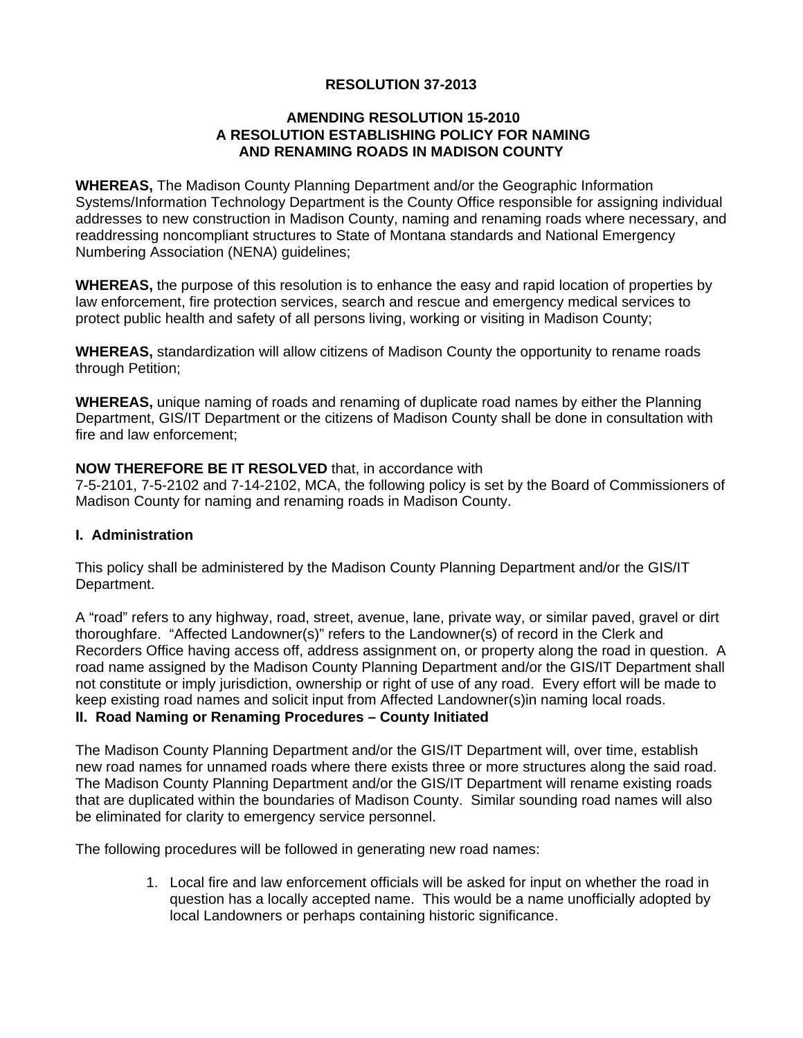# RESOLUTION 37-2013

## AMENDING RESOLUTION 15-2010
## A RESOLUTION ESTABLISHING POLICY FOR NAMING AND RENAMING ROADS IN MADISON COUNTY

**WHEREAS,** The Madison County Planning Department and/or the Geographic Information Systems/Information Technology Department is the County Office responsible for assigning individual addresses to new construction in Madison County, naming and renaming roads where necessary, and readdressing noncompliant structures to State of Montana standards and National Emergency Numbering Association (NENA) guidelines;

**WHEREAS,** the purpose of this resolution is to enhance the easy and rapid location of properties by law enforcement, fire protection services, search and rescue and emergency medical services to protect public health and safety of all persons living, working or visiting in Madison County;

**WHEREAS,** standardization will allow citizens of Madison County the opportunity to rename roads through Petition;

**WHEREAS,** unique naming of roads and renaming of duplicate road names by either the Planning Department, GIS/IT Department or the citizens of Madison County shall be done in consultation with fire and law enforcement;

**NOW THEREFORE BE IT RESOLVED** that, in accordance with 7-5-2101, 7-5-2102 and 7-14-2102, MCA, the following policy is set by the Board of Commissioners of Madison County for naming and renaming roads in Madison County.

### I. Administration

This policy shall be administered by the Madison County Planning Department and/or the GIS/IT Department.

A "road" refers to any highway, road, street, avenue, lane, private way, or similar paved, gravel or dirt thoroughfare. "Affected Landowner(s)" refers to the Landowner(s) of record in the Clerk and Recorders Office having access off, address assignment on, or property along the road in question. A road name assigned by the Madison County Planning Department and/or the GIS/IT Department shall not constitute or imply jurisdiction, ownership or right of use of any road. Every effort will be made to keep existing road names and solicit input from Affected Landowner(s)in naming local roads.

### II. Road Naming or Renaming Procedures – County Initiated

The Madison County Planning Department and/or the GIS/IT Department will, over time, establish new road names for unnamed roads where there exists three or more structures along the said road. The Madison County Planning Department and/or the GIS/IT Department will rename existing roads that are duplicated within the boundaries of Madison County. Similar sounding road names will also be eliminated for clarity to emergency service personnel.

The following procedures will be followed in generating new road names:

1. Local fire and law enforcement officials will be asked for input on whether the road in question has a locally accepted name. This would be a name unofficially adopted by local Landowners or perhaps containing historic significance.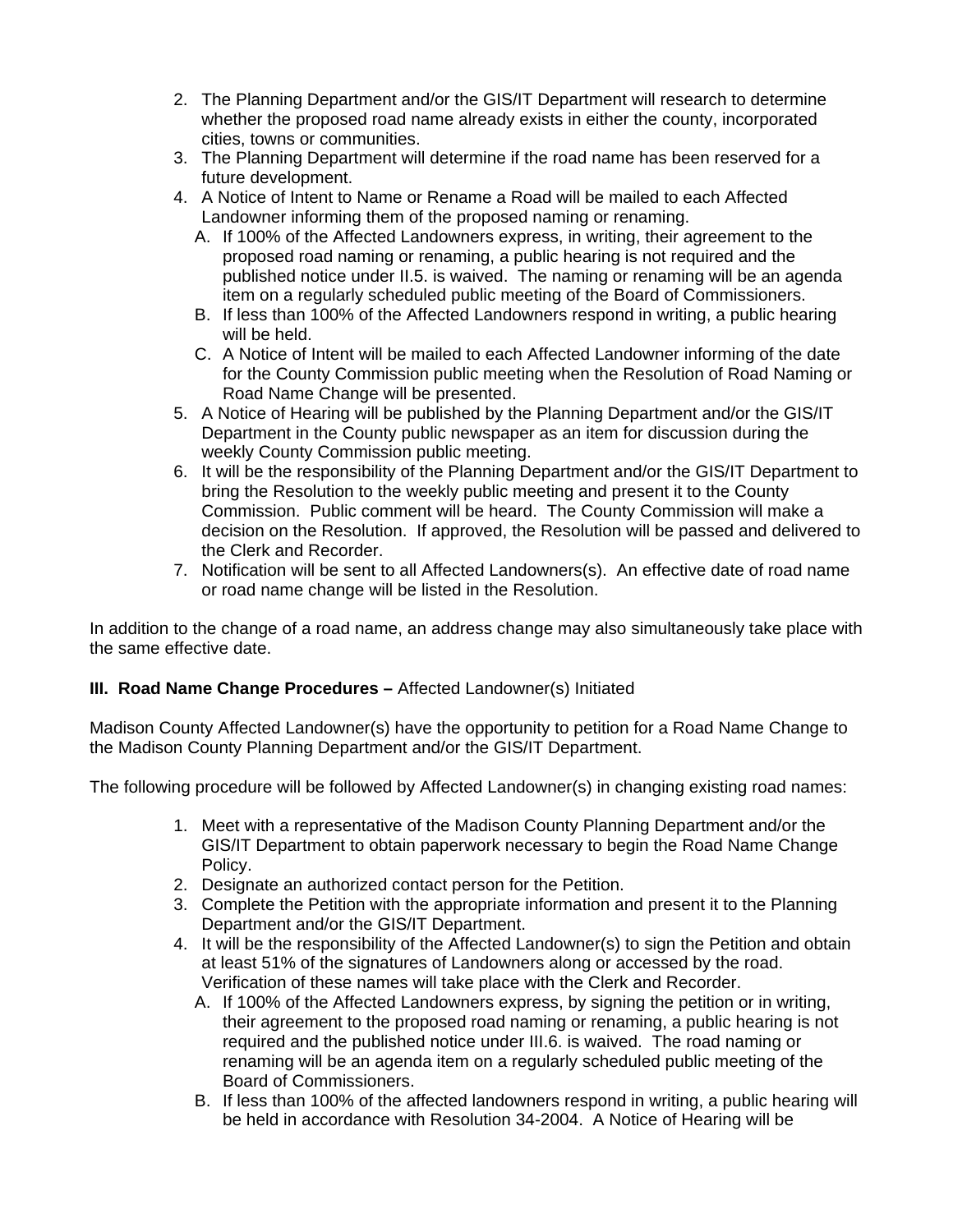2. The Planning Department and/or the GIS/IT Department will research to determine whether the proposed road name already exists in either the county, incorporated cities, towns or communities.
3. The Planning Department will determine if the road name has been reserved for a future development.
4. A Notice of Intent to Name or Rename a Road will be mailed to each Affected Landowner informing them of the proposed naming or renaming.
   A. If 100% of the Affected Landowners express, in writing, their agreement to the proposed road naming or renaming, a public hearing is not required and the published notice under II.5. is waived. The naming or renaming will be an agenda item on a regularly scheduled public meeting of the Board of Commissioners.
   B. If less than 100% of the Affected Landowners respond in writing, a public hearing will be held.
   C. A Notice of Intent will be mailed to each Affected Landowner informing of the date for the County Commission public meeting when the Resolution of Road Naming or Road Name Change will be presented.
5. A Notice of Hearing will be published by the Planning Department and/or the GIS/IT Department in the County public newspaper as an item for discussion during the weekly County Commission public meeting.
6. It will be the responsibility of the Planning Department and/or the GIS/IT Department to bring the Resolution to the weekly public meeting and present it to the County Commission. Public comment will be heard. The County Commission will make a decision on the Resolution. If approved, the Resolution will be passed and delivered to the Clerk and Recorder.
7. Notification will be sent to all Affected Landowners(s). An effective date of road name or road name change will be listed in the Resolution.

In addition to the change of a road name, an address change may also simultaneously take place with the same effective date.

**III. Road Name Change Procedures –** Affected Landowner(s) Initiated

Madison County Affected Landowner(s) have the opportunity to petition for a Road Name Change to the Madison County Planning Department and/or the GIS/IT Department.

The following procedure will be followed by Affected Landowner(s) in changing existing road names:

1. Meet with a representative of the Madison County Planning Department and/or the GIS/IT Department to obtain paperwork necessary to begin the Road Name Change Policy.
2. Designate an authorized contact person for the Petition.
3. Complete the Petition with the appropriate information and present it to the Planning Department and/or the GIS/IT Department.
4. It will be the responsibility of the Affected Landowner(s) to sign the Petition and obtain at least 51% of the signatures of Landowners along or accessed by the road. Verification of these names will take place with the Clerk and Recorder.
   A. If 100% of the Affected Landowners express, by signing the petition or in writing, their agreement to the proposed road naming or renaming, a public hearing is not required and the published notice under III.6. is waived. The road naming or renaming will be an agenda item on a regularly scheduled public meeting of the Board of Commissioners.
   B. If less than 100% of the affected landowners respond in writing, a public hearing will be held in accordance with Resolution 34-2004. A Notice of Hearing will be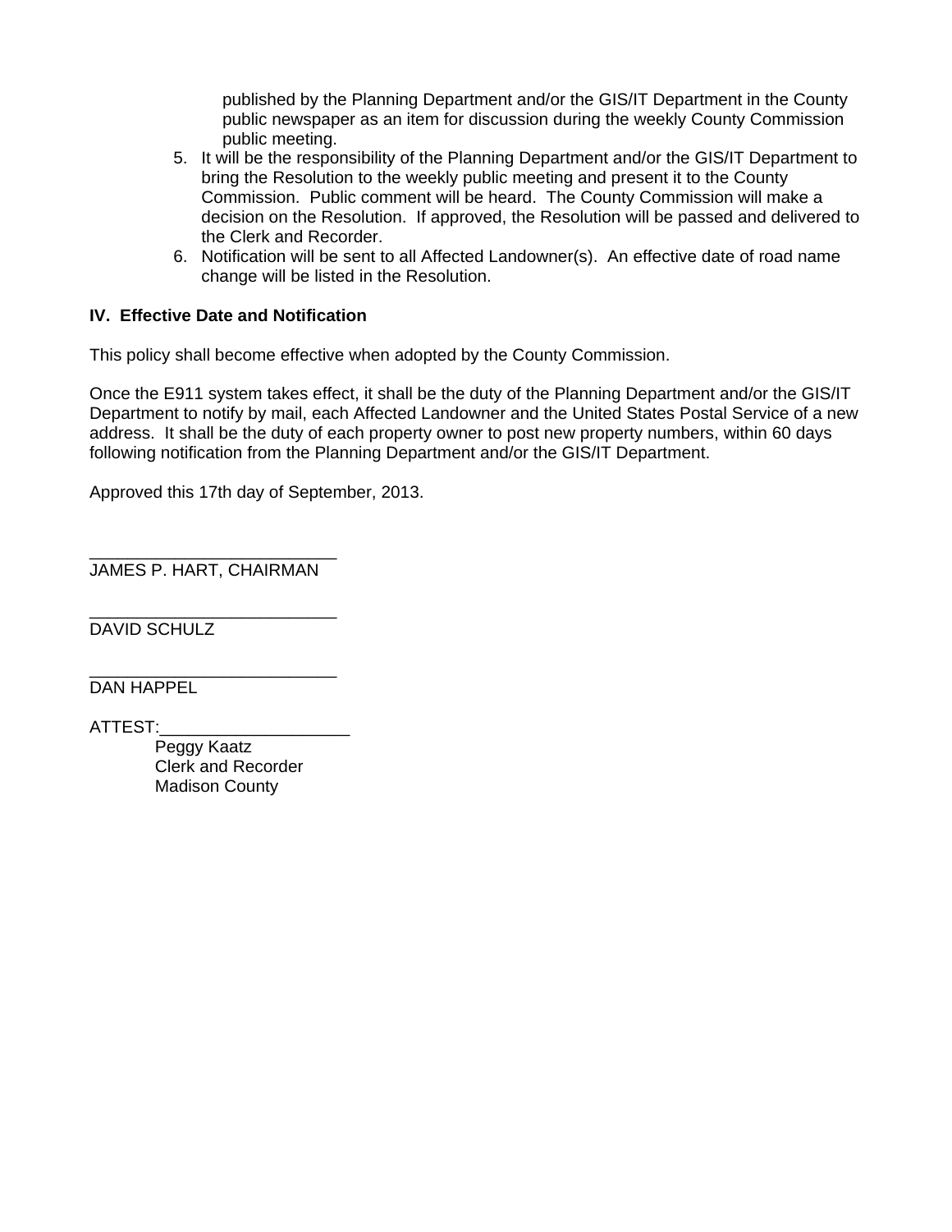published by the Planning Department and/or the GIS/IT Department in the County public newspaper as an item for discussion during the weekly County Commission public meeting.

5. It will be the responsibility of the Planning Department and/or the GIS/IT Department to bring the Resolution to the weekly public meeting and present it to the County Commission. Public comment will be heard. The County Commission will make a decision on the Resolution. If approved, the Resolution will be passed and delivered to the Clerk and Recorder.
6. Notification will be sent to all Affected Landowner(s). An effective date of road name change will be listed in the Resolution.

## IV. Effective Date and Notification

This policy shall become effective when adopted by the County Commission.

Once the E911 system takes effect, it shall be the duty of the Planning Department and/or the GIS/IT Department to notify by mail, each Affected Landowner and the United States Postal Service of a new address. It shall be the duty of each property owner to post new property numbers, within 60 days following notification from the Planning Department and/or the GIS/IT Department.

Approved this 17th day of September, 2013.

___________________________
JAMES P. HART, CHAIRMAN

___________________________
DAVID SCHULZ

___________________________
DAN HAPPEL

ATTEST:____________________
Peggy Kaatz
Clerk and Recorder
Madison County